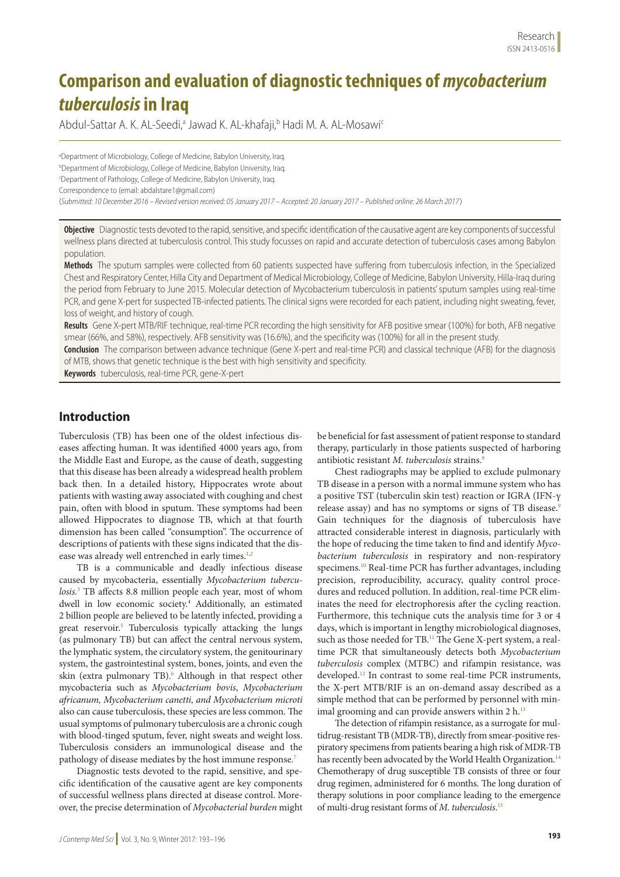# Comparison and evaluation of diagnostic techniques of *mycobacterium tuberculosis* in Iraq

Abdul-Sattar A. K. AL-Seedi,[a] Jawad K. AL-khafaji,[b] Hadi M. A. AL-Mosawi[c]

[a]Department of Microbiology, College of Medicine, Babylon University, Iraq.
[b]Department of Microbiology, College of Medicine, Babylon University, Iraq.
[c]Department of Pathology, College of Medicine, Babylon University, Iraq.
Correspondence to (email: abdalstare1@gmail.com)

(*Submitted: 10 December 2016 – Revised version received: 05 January 2017 – Accepted: 20 January 2017 – Published online: 26 March 2017*)

**Objective** Diagnostic tests devoted to the rapid, sensitive, and specific identification of the causative agent are key components of successful wellness plans directed at tuberculosis control. This study focusses on rapid and accurate detection of tuberculosis cases among Babylon population.

**Methods** The sputum samples were collected from 60 patients suspected have suffering from tuberculosis infection, in the Specialized Chest and Respiratory Center, Hilla City and Department of Medical Microbiology, College of Medicine, Babylon University, Hilla-Iraq during the period from February to June 2015. Molecular detection of Mycobacterium tuberculosis in patients' sputum samples using real-time PCR, and gene X-pert for suspected TB-infected patients. The clinical signs were recorded for each patient, including night sweating, fever, loss of weight, and history of cough.

**Results** Gene X-pert MTB/RIF technique, real-time PCR recording the high sensitivity for AFB positive smear (100%) for both, AFB negative smear (66%, and 58%), respectively. AFB sensitivity was (16.6%), and the specificity was (100%) for all in the present study.

**Conclusion** The comparison between advance technique (Gene X-pert and real-time PCR) and classical technique (AFB) for the diagnosis of MTB, shows that genetic technique is the best with high sensitivity and specificity.

**Keywords** tuberculosis, real-time PCR, gene-X-pert

## Introduction

Tuberculosis (TB) has been one of the oldest infectious diseases affecting human. It was identified 4000 years ago, from the Middle East and Europe, as the cause of death, suggesting that this disease has been already a widespread health problem back then. In a detailed history, Hippocrates wrote about patients with wasting away associated with coughing and chest pain, often with blood in sputum. These symptoms had been allowed Hippocrates to diagnose TB, which at that fourth dimension has been called "consumption". The occurrence of descriptions of patients with these signs indicated that the disease was already well entrenched in early times.[1,2]

TB is a communicable and deadly infectious disease caused by mycobacteria, essentially *Mycobacterium tuberculosis*.[3] TB affects 8.8 million people each year, most of whom dwell in low economic society.[4] Additionally, an estimated 2 billion people are believed to be latently infected, providing a great reservoir.[5] Tuberculosis typically attacking the lungs (as pulmonary TB) but can affect the central nervous system, the lymphatic system, the circulatory system, the genitourinary system, the gastrointestinal system, bones, joints, and even the skin (extra pulmonary TB).[6] Although in that respect other mycobacteria such as *Mycobacterium bovis*, *Mycobacterium africanum, Mycobacterium canetti, and Mycobacterium microti* also can cause tuberculosis, these species are less common. The usual symptoms of pulmonary tuberculosis are a chronic cough with blood-tinged sputum, fever, night sweats and weight loss. Tuberculosis considers an immunological disease and the pathology of disease mediates by the host immune response.[7]

Diagnostic tests devoted to the rapid, sensitive, and specific identification of the causative agent are key components of successful wellness plans directed at disease control. Moreover, the precise determination of *Mycobacterial burden* might be beneficial for fast assessment of patient response to standard therapy, particularly in those patients suspected of harboring antibiotic resistant *M. tuberculosis* strains.[8]

Chest radiographs may be applied to exclude pulmonary TB disease in a person with a normal immune system who has a positive TST (tuberculin skin test) reaction or IGRA (IFN-γ release assay) and has no symptoms or signs of TB disease.[9] Gain techniques for the diagnosis of tuberculosis have attracted considerable interest in diagnosis, particularly with the hope of reducing the time taken to find and identify *Mycobacterium tuberculosis* in respiratory and non-respiratory specimens.[10] Real-time PCR has further advantages, including precision, reproducibility, accuracy, quality control procedures and reduced pollution. In addition, real-time PCR eliminates the need for electrophoresis after the cycling reaction. Furthermore, this technique cuts the analysis time for 3 or 4 days, which is important in lengthy microbiological diagnoses, such as those needed for TB.[11] The Gene X-pert system, a real-time PCR that simultaneously detects both *Mycobacterium tuberculosis* complex (MTBC) and rifampin resistance, was developed.[12] In contrast to some real-time PCR instruments, the X-pert MTB/RIF is an on-demand assay described as a simple method that can be performed by personnel with minimal grooming and can provide answers within 2 h.[13]

The detection of rifampin resistance, as a surrogate for multidrug-resistant TB (MDR-TB), directly from smear-positive respiratory specimens from patients bearing a high risk of MDR-TB has recently been advocated by the World Health Organization.[14] Chemotherapy of drug susceptible TB consists of three or four drug regimen, administered for 6 months. The long duration of therapy solutions in poor compliance leading to the emergence of multi-drug resistant forms of *M. tuberculosis*.[15]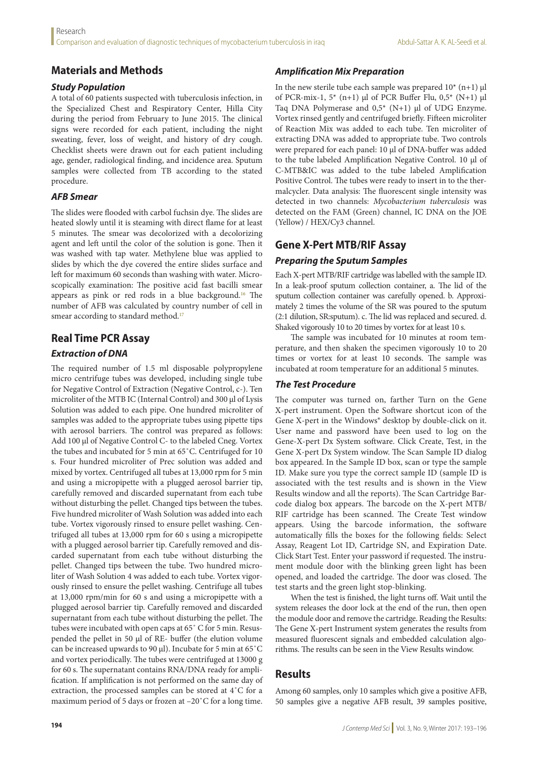## Materials and Methods

### Study Population

A total of 60 patients suspected with tuberculosis infection, in the Specialized Chest and Respiratory Center, Hilla City during the period from February to June 2015. The clinical signs were recorded for each patient, including the night sweating, fever, loss of weight, and history of dry cough. Checklist sheets were drawn out for each patient including age, gender, radiological finding, and incidence area. Sputum samples were collected from TB according to the stated procedure.

### AFB Smear

The slides were flooded with carbol fuchsin dye. The slides are heated slowly until it is steaming with direct flame for at least 5 minutes. The smear was decolorized with a decolorizing agent and left until the color of the solution is gone. Then it was washed with tap water. Methylene blue was applied to slides by which the dye covered the entire slides surface and left for maximum 60 seconds than washing with water. Microscopically examination: The positive acid fast bacilli smear appears as pink or red rods in a blue background.[16] The number of AFB was calculated by country number of cell in smear according to standard method.[17]

## Real Time PCR Assay

### Extraction of DNA

The required number of 1.5 ml disposable polypropylene micro centrifuge tubes was developed, including single tube for Negative Control of Extraction (Negative Control, c-). Ten microliter of the MTB IC (Internal Control) and 300 µl of Lysis Solution was added to each pipe. One hundred microliter of samples was added to the appropriate tubes using pipette tips with aerosol barriers. The control was prepared as follows: Add 100 µl of Negative Control C- to the labeled Cneg. Vortex the tubes and incubated for 5 min at 65˚C. Centrifuged for 10 s. Four hundred microliter of Prec solution was added and mixed by vortex. Centrifuged all tubes at 13,000 rpm for 5 min and using a micropipette with a plugged aerosol barrier tip, carefully removed and discarded supernatant from each tube without disturbing the pellet. Changed tips between the tubes. Five hundred microliter of Wash Solution was added into each tube. Vortex vigorously rinsed to ensure pellet washing. Centrifuged all tubes at 13,000 rpm for 60 s using a micropipette with a plugged aerosol barrier tip. Carefully removed and discarded supernatant from each tube without disturbing the pellet. Changed tips between the tube. Two hundred microliter of Wash Solution 4 was added to each tube. Vortex vigorously rinsed to ensure the pellet washing. Centrifuge all tubes at 13,000 rpm/min for 60 s and using a micropipette with a plugged aerosol barrier tip. Carefully removed and discarded supernatant from each tube without disturbing the pellet. The tubes were incubated with open caps at 65˚ C for 5 min. Resuspended the pellet in 50 µl of RE- buffer (the elution volume can be increased upwards to 90 µl). Incubate for 5 min at 65˚C and vortex periodically. The tubes were centrifuged at 13000 g for 60 s. The supernatant contains RNA/DNA ready for amplification. If amplification is not performed on the same day of extraction, the processed samples can be stored at 4˚C for a maximum period of 5 days or frozen at –20˚C for a long time.

### Amplification Mix Preparation

In the new sterile tube each sample was prepared 10* (n+1) µl of PCR-mix-1, 5* (n+1) µl of PCR Buffer Flu, 0,5* (N+1) µl Taq DNA Polymerase and 0,5* (N+1) µl of UDG Enzyme. Vortex rinsed gently and centrifuged briefly. Fifteen microliter of Reaction Mix was added to each tube. Ten microliter of extracting DNA was added to appropriate tube. Two controls were prepared for each panel: 10 µl of DNA-buffer was added to the tube labeled Amplification Negative Control. 10 µl of C-MTB&IC was added to the tube labeled Amplification Positive Control. The tubes were ready to insert in to the thermalcycler. Data analysis: The fluorescent single intensity was detected in two channels: *Mycobacterium tuberculosis* was detected on the FAM (Green) channel, IC DNA on the JOE (Yellow) / HEX/Cy3 channel.

## Gene X-Pert MTB/RIF Assay

### Preparing the Sputum Samples

Each X-pert MTB/RIF cartridge was labelled with the sample ID. In a leak-proof sputum collection container, a. The lid of the sputum collection container was carefully opened. b. Approximately 2 times the volume of the SR was poured to the sputum (2:1 dilution, SR:sputum). c. The lid was replaced and secured. d. Shaked vigorously 10 to 20 times by vortex for at least 10 s.

The sample was incubated for 10 minutes at room temperature, and then shaken the specimen vigorously 10 to 20 times or vortex for at least 10 seconds. The sample was incubated at room temperature for an additional 5 minutes.

### The Test Procedure

The computer was turned on, farther Turn on the Gene X-pert instrument. Open the Software shortcut icon of the Gene X-pert in the Windows® desktop by double-click on it. User name and password have been used to log on the Gene-X-pert Dx System software. Click Create, Test, in the Gene X-pert Dx System window. The Scan Sample ID dialog box appeared. In the Sample ID box, scan or type the sample ID. Make sure you type the correct sample ID (sample ID is associated with the test results and is shown in the View Results window and all the reports). The Scan Cartridge Barcode dialog box appears. The barcode on the X-pert MTB/RIF cartridge has been scanned. The Create Test window appears. Using the barcode information, the software automatically fills the boxes for the following fields: Select Assay, Reagent Lot ID, Cartridge SN, and Expiration Date. Click Start Test. Enter your password if requested. The instrument module door with the blinking green light has been opened, and loaded the cartridge. The door was closed. The test starts and the green light stop-blinking.

When the test is finished, the light turns off. Wait until the system releases the door lock at the end of the run, then open the module door and remove the cartridge. Reading the Results: The Gene X-pert Instrument system generates the results from measured fluorescent signals and embedded calculation algorithms. The results can be seen in the View Results window.

## Results

Among 60 samples, only 10 samples which give a positive AFB, 50 samples give a negative AFB result, 39 samples positive,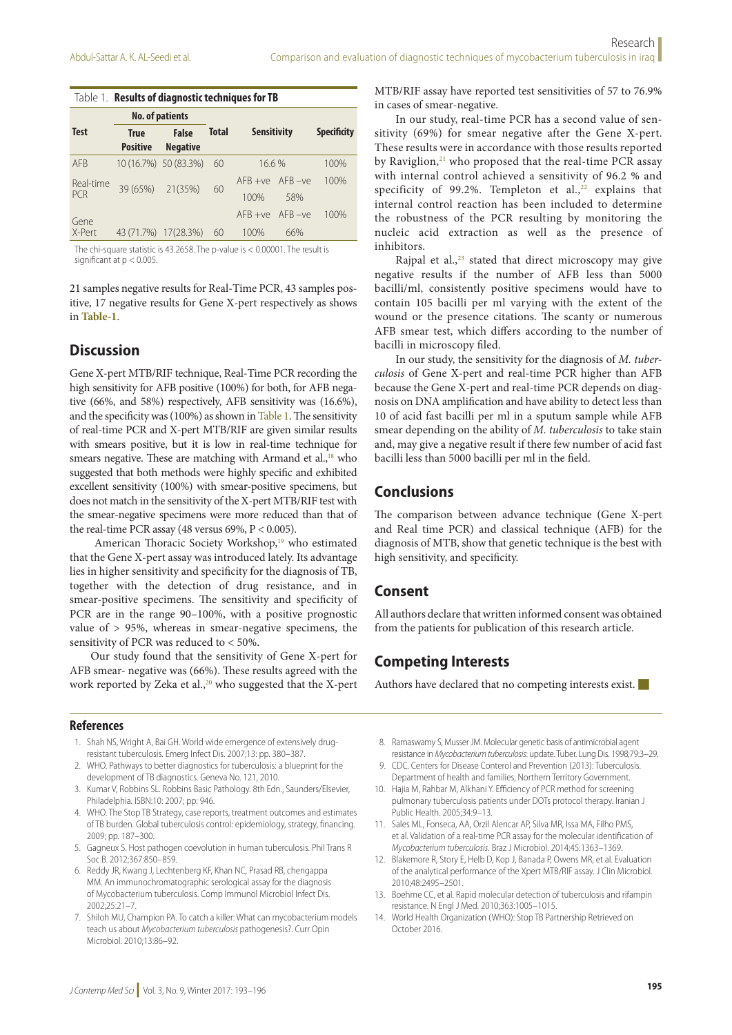Table 1. **Results of diagnostic techniques for TB**

| Test | No. of patients | | Total | Sensitivity | | Specificity |
|---|---|---|---|---|---|---|
| | True Positive | False Negative | | | | |
| AFB | 10 (16.7%) | 50 (83.3%) | 60 | 16.6 % | | 100% |
| Real-time PCR | 39 (65%) | 21(35%) | 60 | AFB +ve 100% | AFB –ve 58% | 100% |
| Gene X-Pert | 43 (71.7%) | 17(28.3%) | 60 | AFB +ve 100% | AFB –ve 66% | 100% |

The chi-square statistic is 43.2658. The p-value is < 0.00001. The result is significant at p < 0.005.

21 samples negative results for Real-Time PCR, 43 samples positive, 17 negative results for Gene X-pert respectively as shows in **Table-1**.

## Discussion

Gene X-pert MTB/RIF technique, Real-Time PCR recording the high sensitivity for AFB positive (100%) for both, for AFB negative (66%, and 58%) respectively, AFB sensitivity was (16.6%), and the specificity was (100%) as shown in Table 1. The sensitivity of real-time PCR and X-pert MTB/RIF are given similar results with smears positive, but it is low in real-time technique for smears negative. These are matching with Armand et al.,[18] who suggested that both methods were highly specific and exhibited excellent sensitivity (100%) with smear-positive specimens, but does not match in the sensitivity of the X-pert MTB/RIF test with the smear-negative specimens were more reduced than that of the real-time PCR assay (48 versus 69%, P < 0.005).

American Thoracic Society Workshop,[19] who estimated that the Gene X-pert assay was introduced lately. Its advantage lies in higher sensitivity and specificity for the diagnosis of TB, together with the detection of drug resistance, and in smear-positive specimens. The sensitivity and specificity of PCR are in the range 90–100%, with a positive prognostic value of > 95%, whereas in smear-negative specimens, the sensitivity of PCR was reduced to < 50%.

Our study found that the sensitivity of Gene X-pert for AFB smear- negative was (66%). These results agreed with the work reported by Zeka et al.,[20] who suggested that the X-pert MTB/RIF assay have reported test sensitivities of 57 to 76.9% in cases of smear-negative.

In our study, real-time PCR has a second value of sensitivity (69%) for smear negative after the Gene X-pert. These results were in accordance with those results reported by Raviglion,[21] who proposed that the real-time PCR assay with internal control achieved a sensitivity of 96.2 % and specificity of 99.2%. Templeton et al.,[22] explains that internal control reaction has been included to determine the robustness of the PCR resulting by monitoring the nucleic acid extraction as well as the presence of inhibitors.

Rajpal et al.,[23] stated that direct microscopy may give negative results if the number of AFB less than 5000 bacilli/ml, consistently positive specimens would have to contain 105 bacilli per ml varying with the extent of the wound or the presence citations. The scanty or numerous AFB smear test, which differs according to the number of bacilli in microscopy filed.

In our study, the sensitivity for the diagnosis of *M. tuberculosis* of Gene X-pert and real-time PCR higher than AFB because the Gene X-pert and real-time PCR depends on diagnosis on DNA amplification and have ability to detect less than 10 of acid fast bacilli per ml in a sputum sample while AFB smear depending on the ability of *M. tuberculosis* to take stain and, may give a negative result if there few number of acid fast bacilli less than 5000 bacilli per ml in the field.

## Conclusions

The comparison between advance technique (Gene X-pert and Real time PCR) and classical technique (AFB) for the diagnosis of MTB, show that genetic technique is the best with high sensitivity, and specificity.

## Consent

All authors declare that written informed consent was obtained from the patients for publication of this research article.

## Competing Interests

Authors have declared that no competing interests exist.

## References

1. Shah NS, Wright A, Bai GH. World wide emergence of extensively drug-resistant tuberculosis. Emerg Infect Dis. 2007;13: pp. 380–387.
2. WHO. Pathways to better diagnostics for tuberculosis: a blueprint for the development of TB diagnostics. Geneva No. 121, 2010.
3. Kumar V, Robbins SL. Robbins Basic Pathology. 8th Edn., Saunders/Elsevier, Philadelphia. ISBN:10: 2007; pp: 946.
4. WHO. The Stop TB Strategy, case reports, treatment outcomes and estimates of TB burden. Global tuberculosis control: epidemiology, strategy, financing. 2009; pp. 187–300.
5. Gagneux S. Host pathogen coevolution in human tuberculosis. Phil Trans R Soc B. 2012;367:850–859.
6. Reddy JR, Kwang J, Lechtenberg KF, Khan NC, Prasad RB, chengappa MM. An immunochromatographic serological assay for the diagnosis of Mycobacterium tuberculosis. Comp Immunol Microbiol Infect Dis. 2002;25:21–7.
7. Shiloh MU, Champion PA. To catch a killer: What can mycobacterium models teach us about *Mycobacterium tuberculosis* pathogenesis?. Curr Opin Microbiol. 2010;13:86–92.
8. Ramaswamy S, Musser JM. Molecular genetic basis of antimicrobial agent resistance in *Mycobacterium tuberculosis*: update. Tuber. Lung Dis. 1998;79:3–29.
9. CDC. Centers for Disease Conterol and Prevention (2013): Tuberculosis. Department of health and families, Northern Territory Government.
10. Hajia M, Rahbar M, Alkhani Y. Efficiency of PCR method for screening pulmonary tuberculosis patients under DOTs protocol therapy. Iranian J Public Health. 2005;34:9–13.
11. Sales ML, Fonseca, AA, Orzil Alencar AP, Silva MR, Issa MA, Filho PMS, et al. Validation of a real-time PCR assay for the molecular identification of *Mycobacterium tuberculosis*. Braz J Microbiol. 2014;45:1363–1369.
12. Blakemore R, Story E, Helb D, Kop J, Banada P, Owens MR, et al. Evaluation of the analytical performance of the Xpert MTB/RIF assay. J Clin Microbiol. 2010;48:2495–2501.
13. Boehme CC, et al. Rapid molecular detection of tuberculosis and rifampin resistance. N Engl J Med. 2010;363:1005–1015.
14. World Health Organization (WHO): Stop TB Partnership Retrieved on October 2016.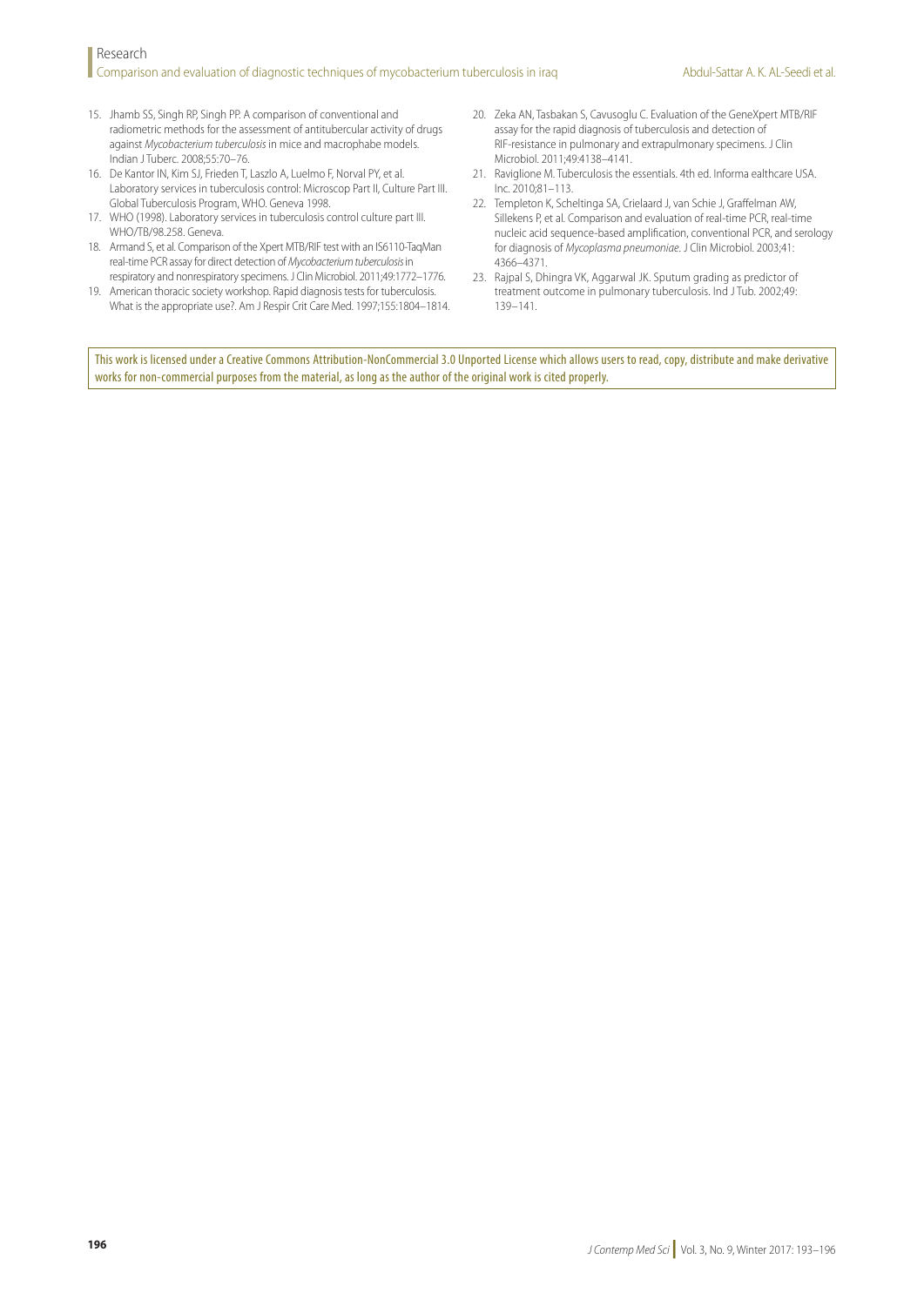15. Jhamb SS, Singh RP, Singh PP. A comparison of conventional and radiometric methods for the assessment of antitubercular activity of drugs against *Mycobacterium tuberculosis* in mice and macrophabe models. Indian J Tuberc. 2008;55:70–76.
16. De Kantor IN, Kim SJ, Frieden T, Laszlo A, Luelmo F, Norval PY, et al. Laboratory services in tuberculosis control: Microscop Part II, Culture Part III. Global Tuberculosis Program, WHO. Geneva 1998.
17. WHO (1998). Laboratory services in tuberculosis control culture part III. WHO/TB/98.258. Geneva.
18. Armand S, et al. Comparison of the Xpert MTB/RIF test with an IS6110-TaqMan real-time PCR assay for direct detection of *Mycobacterium tuberculosis* in respiratory and nonrespiratory specimens. J Clin Microbiol. 2011;49:1772–1776.
19. American thoracic society workshop. Rapid diagnosis tests for tuberculosis. What is the appropriate use?. Am J Respir Crit Care Med. 1997;155:1804–1814.
20. Zeka AN, Tasbakan S, Cavusoglu C. Evaluation of the GeneXpert MTB/RIF assay for the rapid diagnosis of tuberculosis and detection of RIF-resistance in pulmonary and extrapulmonary specimens. J Clin Microbiol. 2011;49:4138–4141.
21. Raviglione M. Tuberculosis the essentials. 4th ed. Informa ealthcare USA. Inc. 2010;81–113.
22. Templeton K, Scheltinga SA, Crielaard J, van Schie J, Graffelman AW, Sillekens P, et al. Comparison and evaluation of real-time PCR, real-time nucleic acid sequence-based amplification, conventional PCR, and serology for diagnosis of *Mycoplasma pneumoniae*. J Clin Microbiol. 2003;41: 4366–4371.
23. Rajpal S, Dhingra VK, Aggarwal JK. Sputum grading as predictor of treatment outcome in pulmonary tuberculosis. Ind J Tub. 2002;49: 139–141.

This work is licensed under a Creative Commons Attribution-NonCommercial 3.0 Unported License which allows users to read, copy, distribute and make derivative works for non-commercial purposes from the material, as long as the author of the original work is cited properly.